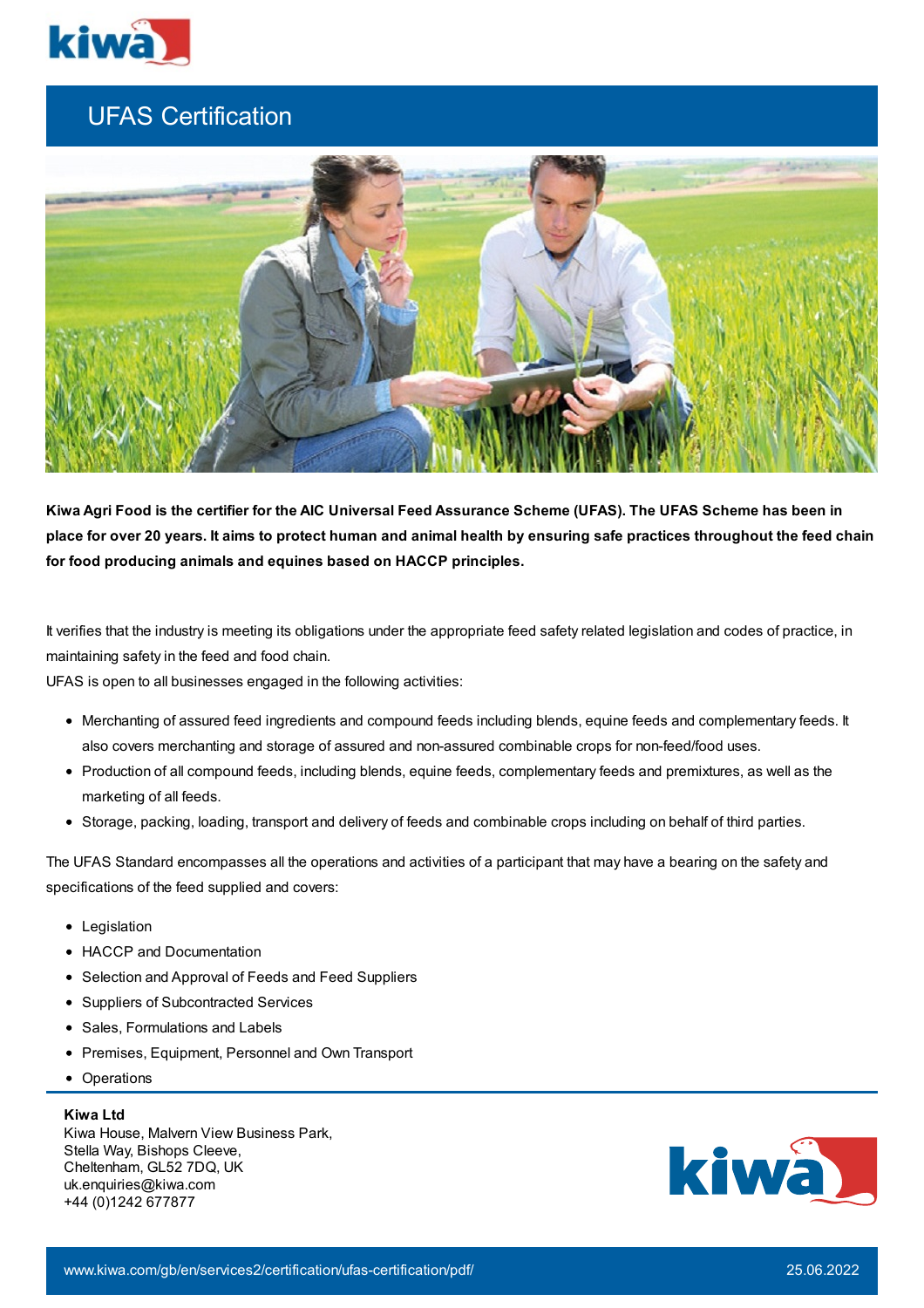# UFAS Certification

**Kiwa Agri Food is the certifier for the AIC Universal Feed Assurance Scheme (UFAS). The UFAS Scheme has been in place for over 20 years. It aims to protect human and animal health by ensuring safe practices throughout the feed chain for food producing animals and equines based on HACCP principles.**

It verifies that the industry is meeting its obligations under the appropriate feed safety related legislation and codes of practice, in maintaining safety in the feed and food chain.

UFAS is open to all businesses engaged in the following activities:

- Merchanting of assured feed ingredients and compound feeds including blends, equine feeds and complementary feeds. It also covers merchanting and storage of assured and non-assured combinable crops for non-feed/food uses.
- Production of all compound feeds, including blends, equine feeds, complementary feeds and premixtures, as well as the marketing of all feeds.
- Storage, packing, loading, transport and delivery of feeds and combinable crops including on behalf of third parties.

The UFAS Standard encompasses all the operations and activities of a participant that may have a bearing on the safety and specifications of the feed supplied and covers:

- Legislation
- HACCP and Documentation
- Selection and Approval of Feeds and Feed Suppliers
- Suppliers of Subcontracted Services
- Sales, Formulations and Labels
- Premises, Equipment, Personnel and Own Transport
- Operations

**Kiwa Ltd**
Kiwa House, Malvern View Business Park,
Stella Way, Bishops Cleeve,
Cheltenham, GL52 7DQ, UK
uk.enquiries@kiwa.com
+44 (0)1242 677877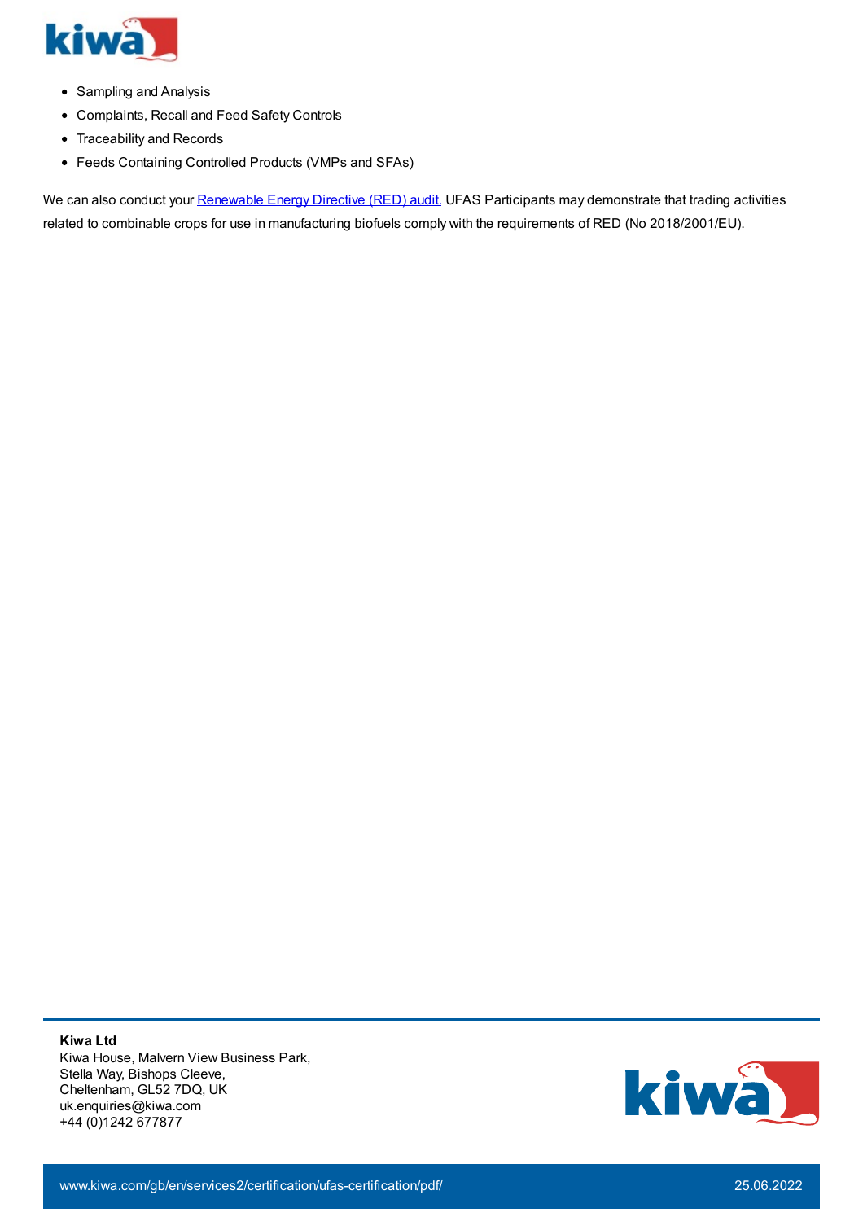- Sampling and Analysis
- Complaints, Recall and Feed Safety Controls
- Traceability and Records
- Feeds Containing Controlled Products (VMPs and SFAs)

We can also conduct your Renewable Energy Directive (RED) audit. UFAS Participants may demonstrate that trading activities related to combinable crops for use in manufacturing biofuels comply with the requirements of RED (No 2018/2001/EU).

**Kiwa Ltd**
Kiwa House, Malvern View Business Park,
Stella Way, Bishops Cleeve,
Cheltenham, GL52 7DQ, UK
uk.enquiries@kiwa.com
+44 (0)1242 677877

www.kiwa.com/gb/en/services2/certification/ufas-certification/pdf/ 25.06.2022